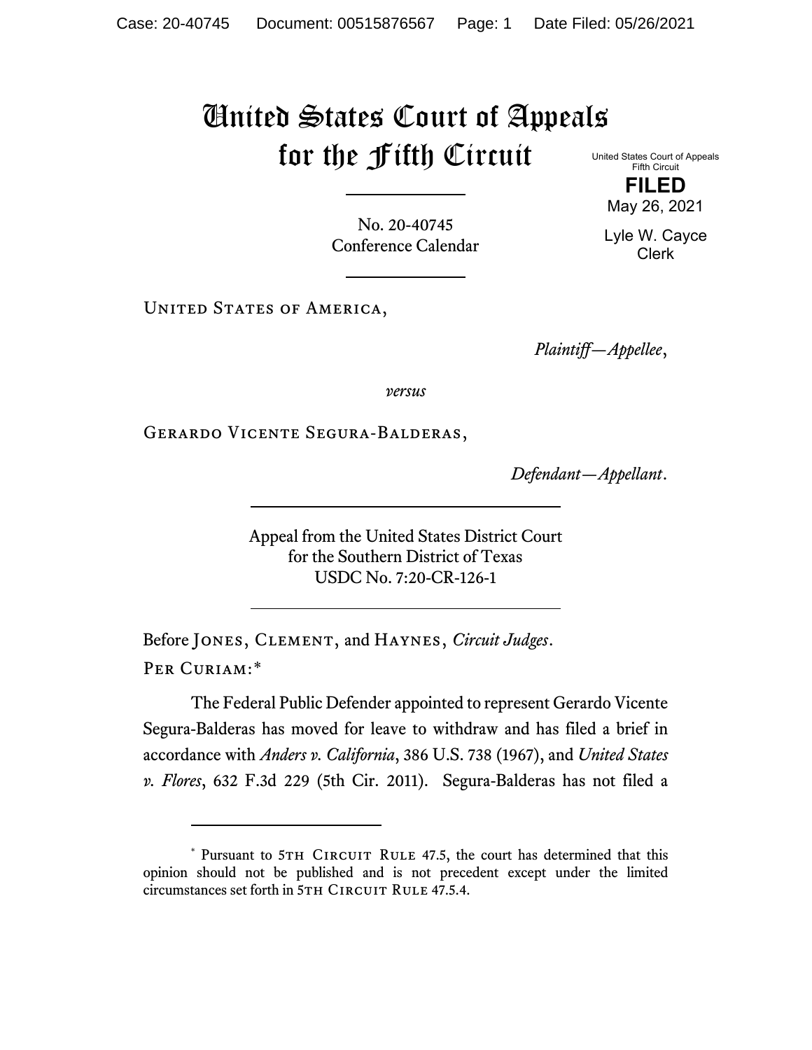# United States Court of Appeals for the Fifth Circuit

United States Court of Appeals
Fifth Circuit

**FILED**

May 26, 2021

Lyle W. Cayce
Clerk

No. 20-40745
Conference Calendar

United States of America,

*Plaintiff—Appellee*,

*versus*

Gerardo Vicente Segura-Balderas,

*Defendant—Appellant*.

Appeal from the United States District Court
for the Southern District of Texas
USDC No. 7:20-CR-126-1

Before Jones, Clement, and Haynes, *Circuit Judges*.

Per Curiam:*

The Federal Public Defender appointed to represent Gerardo Vicente Segura-Balderas has moved for leave to withdraw and has filed a brief in accordance with *Anders v. California*, 386 U.S. 738 (1967), and *United States v. Flores*, 632 F.3d 229 (5th Cir. 2011). Segura-Balderas has not filed a

* Pursuant to 5th Circuit Rule 47.5, the court has determined that this opinion should not be published and is not precedent except under the limited circumstances set forth in 5th Circuit Rule 47.5.4.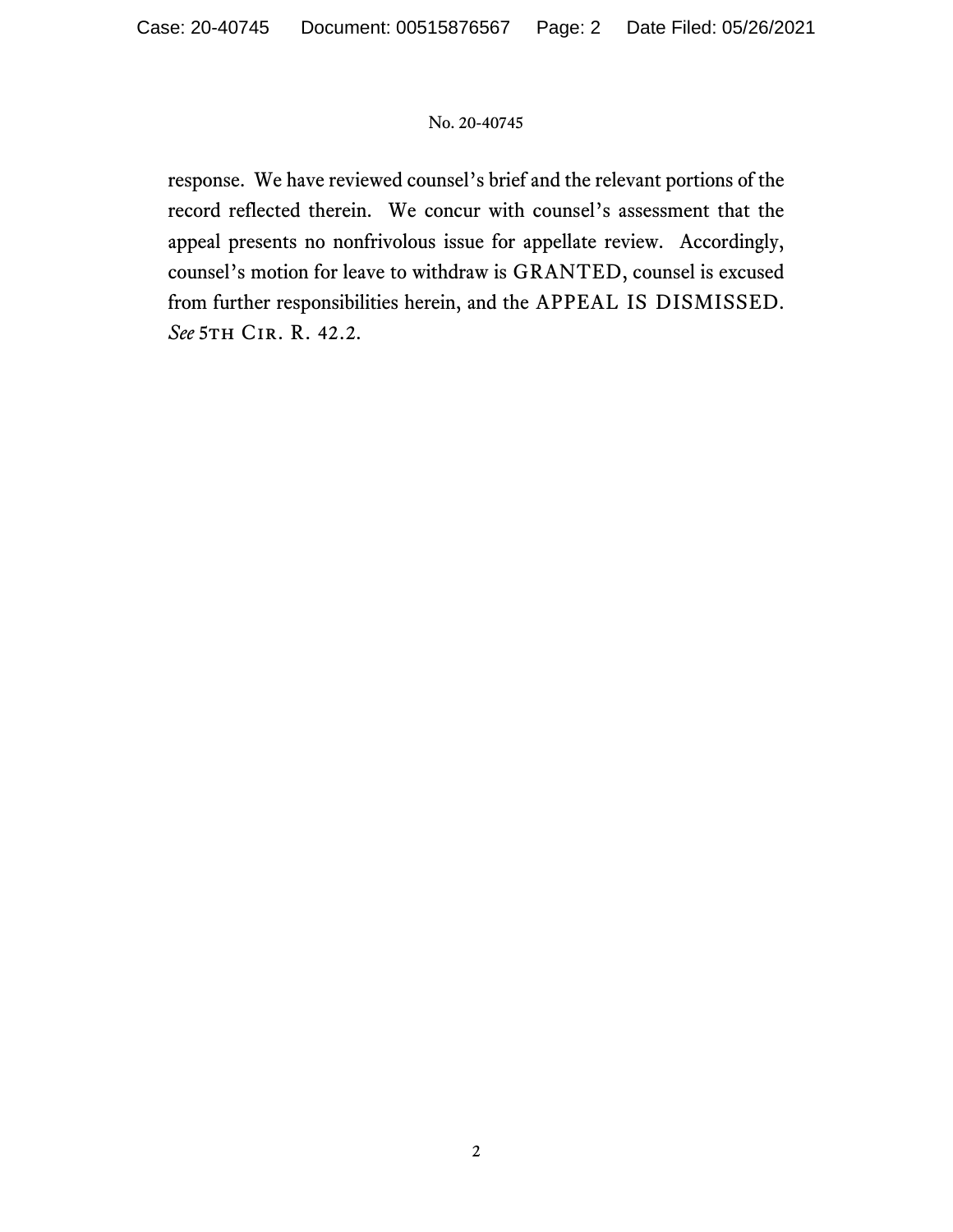response. We have reviewed counsel's brief and the relevant portions of the record reflected therein. We concur with counsel's assessment that the appeal presents no nonfrivolous issue for appellate review. Accordingly, counsel's motion for leave to withdraw is GRANTED, counsel is excused from further responsibilities herein, and the APPEAL IS DISMISSED. *See* 5TH CIR. R. 42.2.